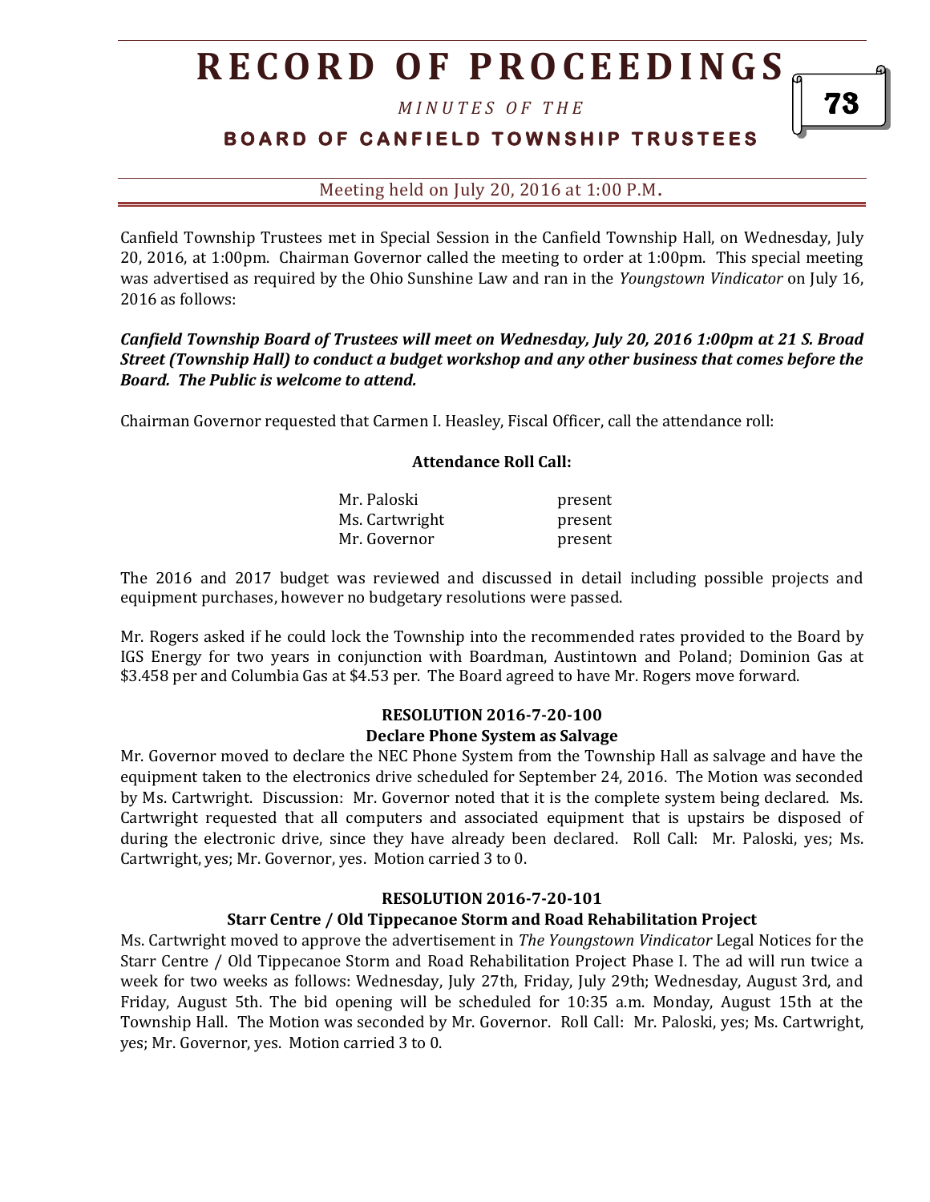# RECORD OF PROCEEDINGS

*MINUTES OF THE*

**BOARD OF CANFIELD TOWNSHIP TRUSTEES**

Meeting held on July 20, 2016 at 1:00 P.M.

Canfield Township Trustees met in Special Session in the Canfield Township Hall, on Wednesday, July 20, 2016, at 1:00pm. Chairman Governor called the meeting to order at 1:00pm. This special meeting was advertised as required by the Ohio Sunshine Law and ran in the *Youngstown Vindicator* on July 16, 2016 as follows:

***Canfield Township Board of Trustees will meet on Wednesday, July 20, 2016 1:00pm at 21 S. Broad Street (Township Hall) to conduct a budget workshop and any other business that comes before the Board. The Public is welcome to attend.***

Chairman Governor requested that Carmen I. Heasley, Fiscal Officer, call the attendance roll:

**Attendance Roll Call:**

| | |
|---|---|
| Mr. Paloski | present |
| Ms. Cartwright | present |
| Mr. Governor | present |

The 2016 and 2017 budget was reviewed and discussed in detail including possible projects and equipment purchases, however no budgetary resolutions were passed.

Mr. Rogers asked if he could lock the Township into the recommended rates provided to the Board by IGS Energy for two years in conjunction with Boardman, Austintown and Poland; Dominion Gas at $3.458 per and Columbia Gas at $4.53 per. The Board agreed to have Mr. Rogers move forward.

**RESOLUTION 2016-7-20-100**

**Declare Phone System as Salvage**

Mr. Governor moved to declare the NEC Phone System from the Township Hall as salvage and have the equipment taken to the electronics drive scheduled for September 24, 2016. The Motion was seconded by Ms. Cartwright. Discussion: Mr. Governor noted that it is the complete system being declared. Ms. Cartwright requested that all computers and associated equipment that is upstairs be disposed of during the electronic drive, since they have already been declared. Roll Call: Mr. Paloski, yes; Ms. Cartwright, yes; Mr. Governor, yes. Motion carried 3 to 0.

**RESOLUTION 2016-7-20-101**

**Starr Centre / Old Tippecanoe Storm and Road Rehabilitation Project**

Ms. Cartwright moved to approve the advertisement in *The Youngstown Vindicator* Legal Notices for the Starr Centre / Old Tippecanoe Storm and Road Rehabilitation Project Phase I. The ad will run twice a week for two weeks as follows: Wednesday, July 27th, Friday, July 29th; Wednesday, August 3rd, and Friday, August 5th. The bid opening will be scheduled for 10:35 a.m. Monday, August 15th at the Township Hall. The Motion was seconded by Mr. Governor. Roll Call: Mr. Paloski, yes; Ms. Cartwright, yes; Mr. Governor, yes. Motion carried 3 to 0.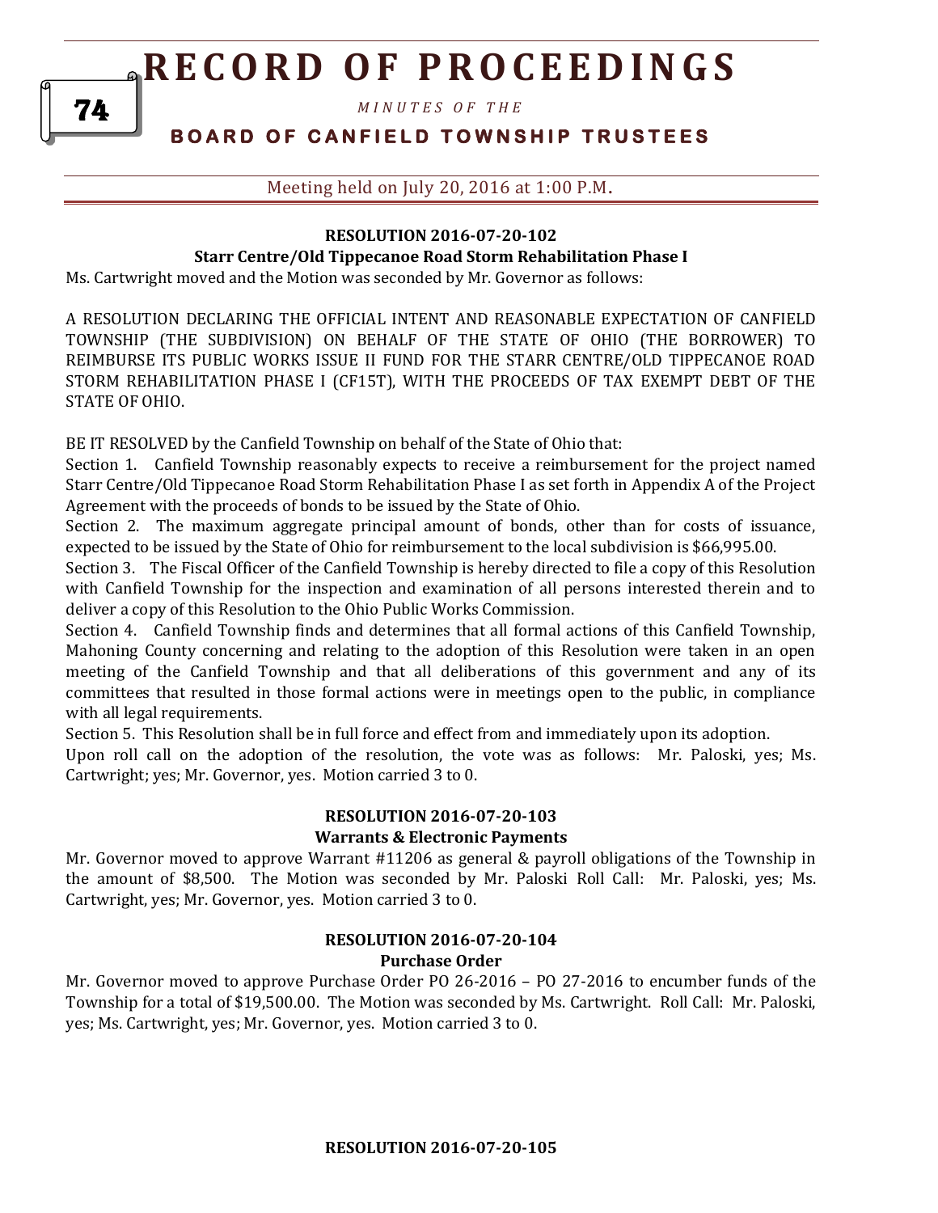**RESOLUTION 2016-07-20-102**

**Starr Centre/Old Tippecanoe Road Storm Rehabilitation Phase I**

Ms. Cartwright moved and the Motion was seconded by Mr. Governor as follows:

A RESOLUTION DECLARING THE OFFICIAL INTENT AND REASONABLE EXPECTATION OF CANFIELD TOWNSHIP (THE SUBDIVISION) ON BEHALF OF THE STATE OF OHIO (THE BORROWER) TO REIMBURSE ITS PUBLIC WORKS ISSUE II FUND FOR THE STARR CENTRE/OLD TIPPECANOE ROAD STORM REHABILITATION PHASE I (CF15T), WITH THE PROCEEDS OF TAX EXEMPT DEBT OF THE STATE OF OHIO.

BE IT RESOLVED by the Canfield Township on behalf of the State of Ohio that:

Section 1. Canfield Township reasonably expects to receive a reimbursement for the project named Starr Centre/Old Tippecanoe Road Storm Rehabilitation Phase I as set forth in Appendix A of the Project Agreement with the proceeds of bonds to be issued by the State of Ohio.

Section 2. The maximum aggregate principal amount of bonds, other than for costs of issuance, expected to be issued by the State of Ohio for reimbursement to the local subdivision is $66,995.00.

Section 3. The Fiscal Officer of the Canfield Township is hereby directed to file a copy of this Resolution with Canfield Township for the inspection and examination of all persons interested therein and to deliver a copy of this Resolution to the Ohio Public Works Commission.

Section 4. Canfield Township finds and determines that all formal actions of this Canfield Township, Mahoning County concerning and relating to the adoption of this Resolution were taken in an open meeting of the Canfield Township and that all deliberations of this government and any of its committees that resulted in those formal actions were in meetings open to the public, in compliance with all legal requirements.

Section 5. This Resolution shall be in full force and effect from and immediately upon its adoption.

Upon roll call on the adoption of the resolution, the vote was as follows: Mr. Paloski, yes; Ms. Cartwright; yes; Mr. Governor, yes. Motion carried 3 to 0.

**RESOLUTION 2016-07-20-103**

**Warrants & Electronic Payments**

Mr. Governor moved to approve Warrant #11206 as general & payroll obligations of the Township in the amount of $8,500. The Motion was seconded by Mr. Paloski Roll Call: Mr. Paloski, yes; Ms. Cartwright, yes; Mr. Governor, yes. Motion carried 3 to 0.

**RESOLUTION 2016-07-20-104**

**Purchase Order**

Mr. Governor moved to approve Purchase Order PO 26-2016 – PO 27-2016 to encumber funds of the Township for a total of $19,500.00. The Motion was seconded by Ms. Cartwright. Roll Call: Mr. Paloski, yes; Ms. Cartwright, yes; Mr. Governor, yes. Motion carried 3 to 0.

**RESOLUTION 2016-07-20-105**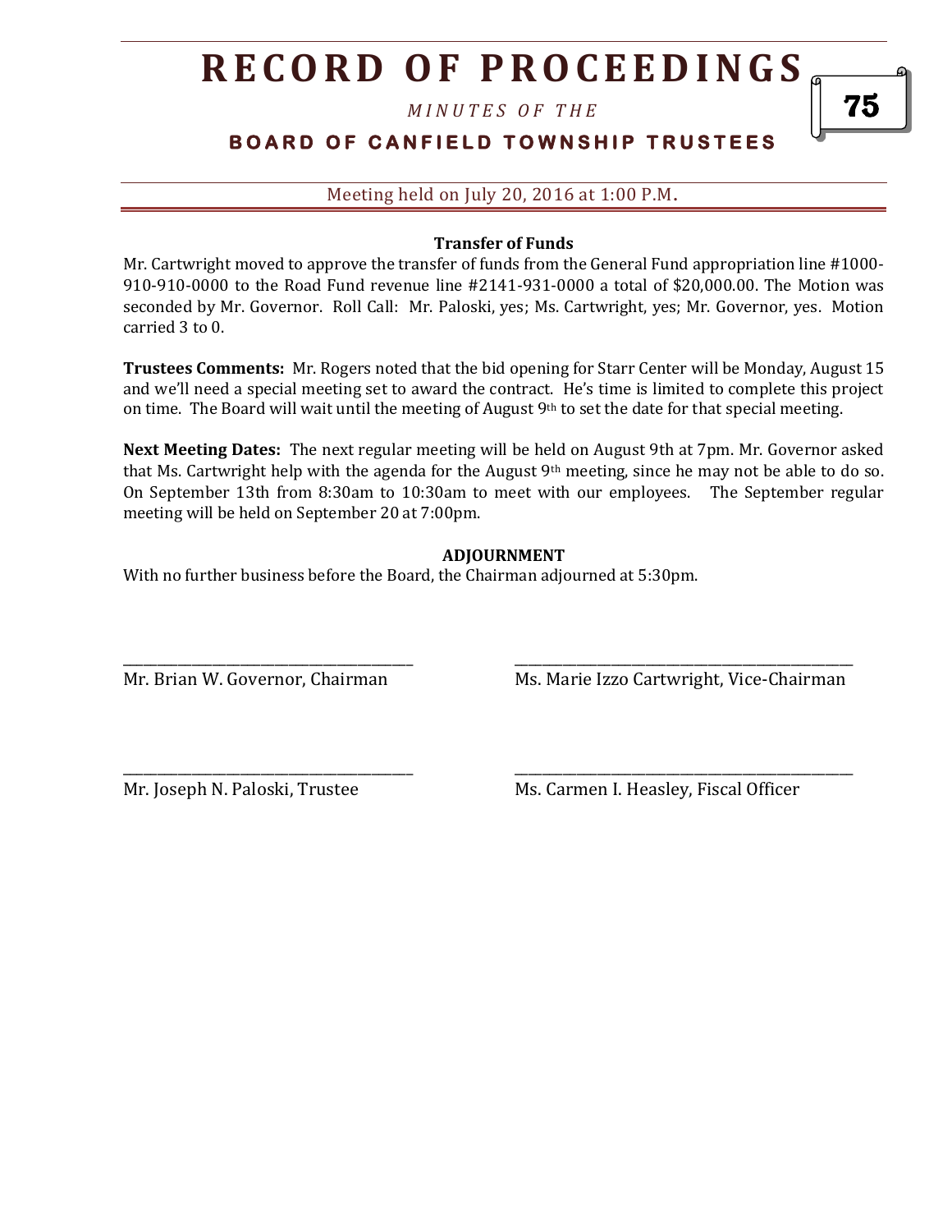**Transfer of Funds**

Mr. Cartwright moved to approve the transfer of funds from the General Fund appropriation line #1000-910-910-0000 to the Road Fund revenue line #2141-931-0000 a total of $20,000.00. The Motion was seconded by Mr. Governor. Roll Call: Mr. Paloski, yes; Ms. Cartwright, yes; Mr. Governor, yes. Motion carried 3 to 0.

**Trustees Comments:** Mr. Rogers noted that the bid opening for Starr Center will be Monday, August 15 and we'll need a special meeting set to award the contract. He's time is limited to complete this project on time. The Board will wait until the meeting of August 9th to set the date for that special meeting.

**Next Meeting Dates:** The next regular meeting will be held on August 9th at 7pm. Mr. Governor asked that Ms. Cartwright help with the agenda for the August 9th meeting, since he may not be able to do so. On September 13th from 8:30am to 10:30am to meet with our employees. The September regular meeting will be held on September 20 at 7:00pm.

**ADJOURNMENT**

With no further business before the Board, the Chairman adjourned at 5:30pm.

\_\_\_\_\_\_\_\_\_\_\_\_\_\_\_\_\_\_\_\_\_\_\_\_\_\_\_\_\_\_\_\_\_\_\_\_\_\_\_\_
Mr. Brian W. Governor, Chairman

\_\_\_\_\_\_\_\_\_\_\_\_\_\_\_\_\_\_\_\_\_\_\_\_\_\_\_\_\_\_\_\_\_\_\_\_\_\_\_\_
Ms. Marie Izzo Cartwright, Vice-Chairman

\_\_\_\_\_\_\_\_\_\_\_\_\_\_\_\_\_\_\_\_\_\_\_\_\_\_\_\_\_\_\_\_\_\_\_\_\_\_\_\_
Mr. Joseph N. Paloski, Trustee

\_\_\_\_\_\_\_\_\_\_\_\_\_\_\_\_\_\_\_\_\_\_\_\_\_\_\_\_\_\_\_\_\_\_\_\_\_\_\_\_
Ms. Carmen I. Heasley, Fiscal Officer